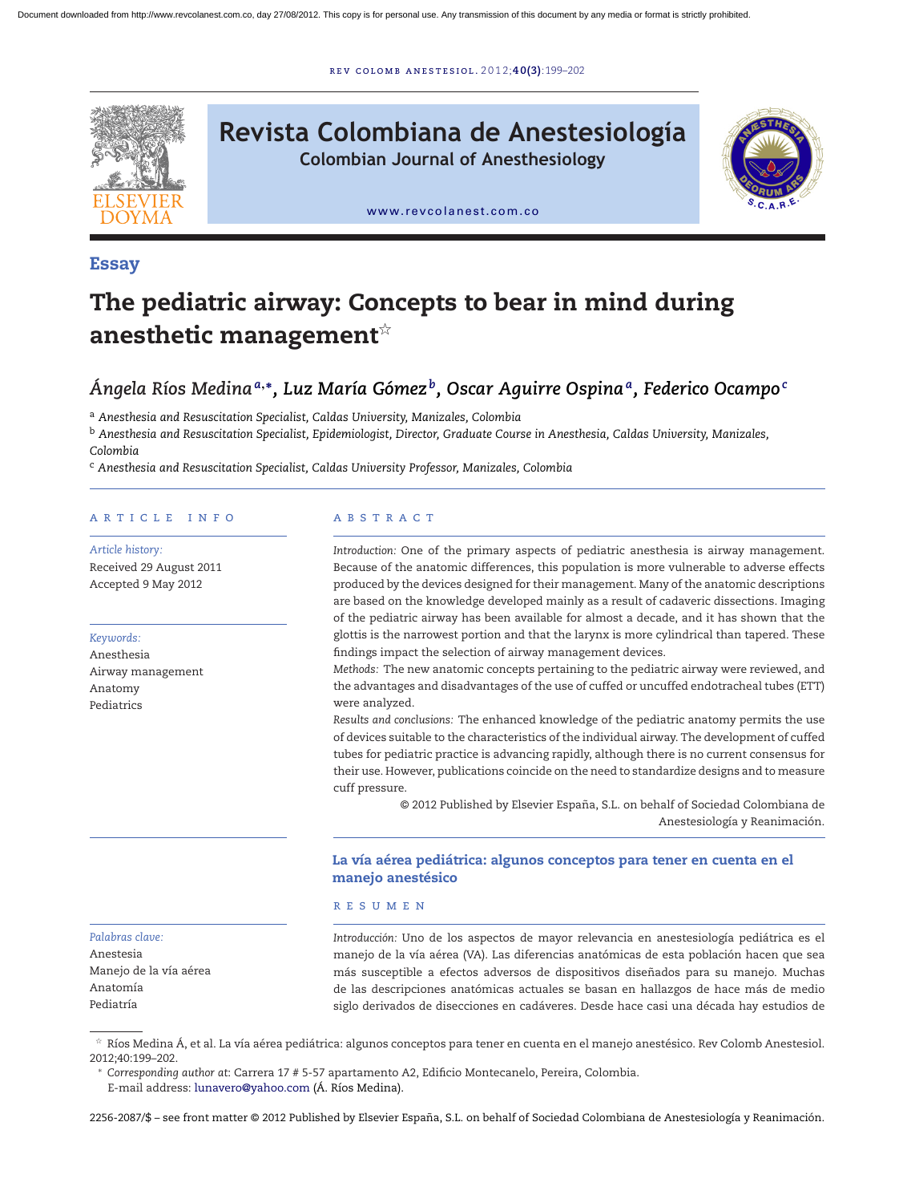Essay

# The pediatric airway: Concepts to bear in mind during anesthetic management☆

*Ángela Ríos Medina*[a,*], *Luz María Gómez*[b], *Oscar Aguirre Ospina*[a], *Federico Ocampo*[c]

[a] *Anesthesia and Resuscitation Specialist, Caldas University, Manizales, Colombia*

[b] *Anesthesia and Resuscitation Specialist, Epidemiologist, Director, Graduate Course in Anesthesia, Caldas University, Manizales, Colombia*

[c] *Anesthesia and Resuscitation Specialist, Caldas University Professor, Manizales, Colombia*

## ARTICLE INFO

*Article history:*
Received 29 August 2011
Accepted 9 May 2012

*Keywords:*
Anesthesia
Airway management
Anatomy
Pediatrics

## ABSTRACT

*Introduction:* One of the primary aspects of pediatric anesthesia is airway management. Because of the anatomic differences, this population is more vulnerable to adverse effects produced by the devices designed for their management. Many of the anatomic descriptions are based on the knowledge developed mainly as a result of cadaveric dissections. Imaging of the pediatric airway has been available for almost a decade, and it has shown that the glottis is the narrowest portion and that the larynx is more cylindrical than tapered. These findings impact the selection of airway management devices.

*Methods:* The new anatomic concepts pertaining to the pediatric airway were reviewed, and the advantages and disadvantages of the use of cuffed or uncuffed endotracheal tubes (ETT) were analyzed.

*Results and conclusions:* The enhanced knowledge of the pediatric anatomy permits the use of devices suitable to the characteristics of the individual airway. The development of cuffed tubes for pediatric practice is advancing rapidly, although there is no current consensus for their use. However, publications coincide on the need to standardize designs and to measure cuff pressure.

© 2012 Published by Elsevier España, S.L. on behalf of Sociedad Colombiana de Anestesiología y Reanimación.

## La vía aérea pediátrica: algunos conceptos para tener en cuenta en el manejo anestésico

*Palabras clave:*
Anestesia
Manejo de la vía aérea
Anatomía
Pediatría

## RESUMEN

*Introducción:* Uno de los aspectos de mayor relevancia en anestesiología pediátrica es el manejo de la vía aérea (VA). Las diferencias anatómicas de esta población hacen que sea más susceptible a efectos adversos de dispositivos diseñados para su manejo. Muchas de las descripciones anatómicas actuales se basan en hallazgos de hace más de medio siglo derivados de disecciones en cadáveres. Desde hace casi una década hay estudios de

☆ Ríos Medina Á, et al. La vía aérea pediátrica: algunos conceptos para tener en cuenta en el manejo anestésico. Rev Colomb Anestesiol. 2012;40:199–202.

\* *Corresponding author at*: Carrera 17 # 5-57 apartamento A2, Edificio Montecanelo, Pereira, Colombia.
E-mail address: lunavero@yahoo.com (Á. Ríos Medina).

2256-2087/$ – see front matter © 2012 Published by Elsevier España, S.L. on behalf of Sociedad Colombiana de Anestesiología y Reanimación.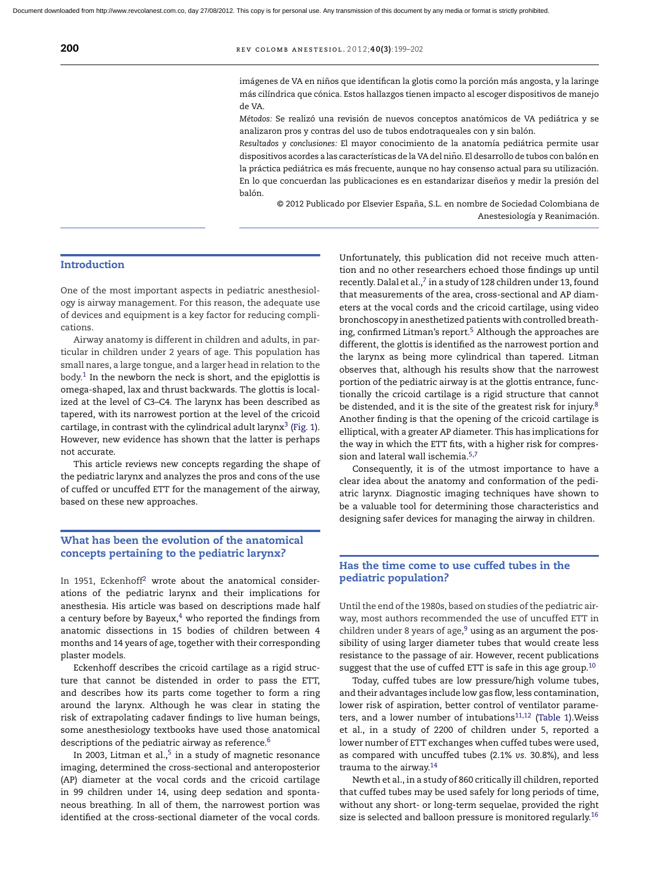imágenes de VA en niños que identifican la glotis como la porción más angosta, y la laringe más cilíndrica que cónica. Estos hallazgos tienen impacto al escoger dispositivos de manejo de VA.

*Métodos:* Se realizó una revisión de nuevos conceptos anatómicos de VA pediátrica y se analizaron pros y contras del uso de tubos endotraqueales con y sin balón.

*Resultados y conclusiones:* El mayor conocimiento de la anatomía pediátrica permite usar dispositivos acordes a las características de la VA del niño. El desarrollo de tubos con balón en la práctica pediátrica es más frecuente, aunque no hay consenso actual para su utilización. En lo que concuerdan las publicaciones es en estandarizar diseños y medir la presión del balón.

© 2012 Publicado por Elsevier España, S.L. en nombre de Sociedad Colombiana de Anestesiología y Reanimación.

## Introduction

One of the most important aspects in pediatric anesthesiology is airway management. For this reason, the adequate use of devices and equipment is a key factor for reducing complications.

Airway anatomy is different in children and adults, in particular in children under 2 years of age. This population has small nares, a large tongue, and a larger head in relation to the body.[1] In the newborn the neck is short, and the epiglottis is omega-shaped, lax and thrust backwards. The glottis is localized at the level of C3–C4. The larynx has been described as tapered, with its narrowest portion at the level of the cricoid cartilage, in contrast with the cylindrical adult larynx[3] (Fig. 1). However, new evidence has shown that the latter is perhaps not accurate.

This article reviews new concepts regarding the shape of the pediatric larynx and analyzes the pros and cons of the use of cuffed or uncuffed ETT for the management of the airway, based on these new approaches.

## What has been the evolution of the anatomical concepts pertaining to the pediatric larynx?

In 1951, Eckenhoff[2] wrote about the anatomical considerations of the pediatric larynx and their implications for anesthesia. His article was based on descriptions made half a century before by Bayeux,[4] who reported the findings from anatomic dissections in 15 bodies of children between 4 months and 14 years of age, together with their corresponding plaster models.

Eckenhoff describes the cricoid cartilage as a rigid structure that cannot be distended in order to pass the ETT, and describes how its parts come together to form a ring around the larynx. Although he was clear in stating the risk of extrapolating cadaver findings to live human beings, some anesthesiology textbooks have used those anatomical descriptions of the pediatric airway as reference.[6]

In 2003, Litman et al.,[5] in a study of magnetic resonance imaging, determined the cross-sectional and anteroposterior (AP) diameter at the vocal cords and the cricoid cartilage in 99 children under 14, using deep sedation and spontaneous breathing. In all of them, the narrowest portion was identified at the cross-sectional diameter of the vocal cords. Unfortunately, this publication did not receive much attention and no other researchers echoed those findings up until recently. Dalal et al.,[7] in a study of 128 children under 13, found that measurements of the area, cross-sectional and AP diameters at the vocal cords and the cricoid cartilage, using video bronchoscopy in anesthetized patients with controlled breathing, confirmed Litman's report.[5] Although the approaches are different, the glottis is identified as the narrowest portion and the larynx as being more cylindrical than tapered. Litman observes that, although his results show that the narrowest portion of the pediatric airway is at the glottis entrance, functionally the cricoid cartilage is a rigid structure that cannot be distended, and it is the site of the greatest risk for injury.[8] Another finding is that the opening of the cricoid cartilage is elliptical, with a greater AP diameter. This has implications for the way in which the ETT fits, with a higher risk for compression and lateral wall ischemia.[5,7]

Consequently, it is of the utmost importance to have a clear idea about the anatomy and conformation of the pediatric larynx. Diagnostic imaging techniques have shown to be a valuable tool for determining those characteristics and designing safer devices for managing the airway in children.

## Has the time come to use cuffed tubes in the pediatric population?

Until the end of the 1980s, based on studies of the pediatric airway, most authors recommended the use of uncuffed ETT in children under 8 years of age,[9] using as an argument the possibility of using larger diameter tubes that would create less resistance to the passage of air. However, recent publications suggest that the use of cuffed ETT is safe in this age group.[10]

Today, cuffed tubes are low pressure/high volume tubes, and their advantages include low gas flow, less contamination, lower risk of aspiration, better control of ventilator parameters, and a lower number of intubations[11,12] (Table 1).Weiss et al., in a study of 2200 of children under 5, reported a lower number of ETT exchanges when cuffed tubes were used, as compared with uncuffed tubes (2.1% *vs.* 30.8%), and less trauma to the airway.[14]

Newth et al., in a study of 860 critically ill children, reported that cuffed tubes may be used safely for long periods of time, without any short- or long-term sequelae, provided the right size is selected and balloon pressure is monitored regularly.[16]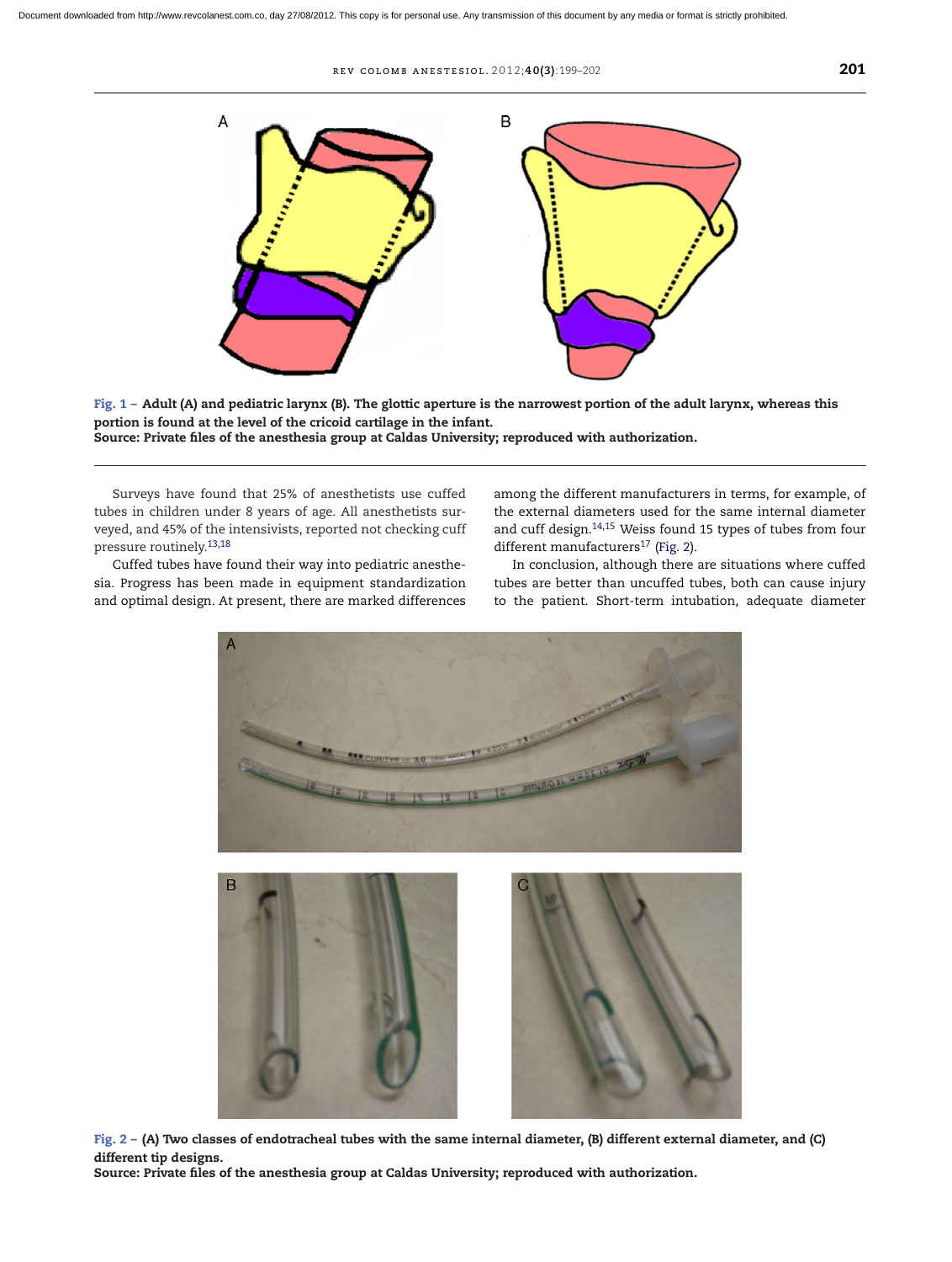Fig. 1 – Adult (A) and pediatric larynx (B). The glottic aperture is the narrowest portion of the adult larynx, whereas this portion is found at the level of the cricoid cartilage in the infant.
Source: Private files of the anesthesia group at Caldas University; reproduced with authorization.

Surveys have found that 25% of anesthetists use cuffed tubes in children under 8 years of age. All anesthetists surveyed, and 45% of the intensivists, reported not checking cuff pressure routinely.[13,18]

Cuffed tubes have found their way into pediatric anesthesia. Progress has been made in equipment standardization and optimal design. At present, there are marked differences among the different manufacturers in terms, for example, of the external diameters used for the same internal diameter and cuff design.[14,15] Weiss found 15 types of tubes from four different manufacturers[17] (Fig. 2).

In conclusion, although there are situations where cuffed tubes are better than uncuffed tubes, both can cause injury to the patient. Short-term intubation, adequate diameter

Fig. 2 – (A) Two classes of endotracheal tubes with the same internal diameter, (B) different external diameter, and (C) different tip designs.
Source: Private files of the anesthesia group at Caldas University; reproduced with authorization.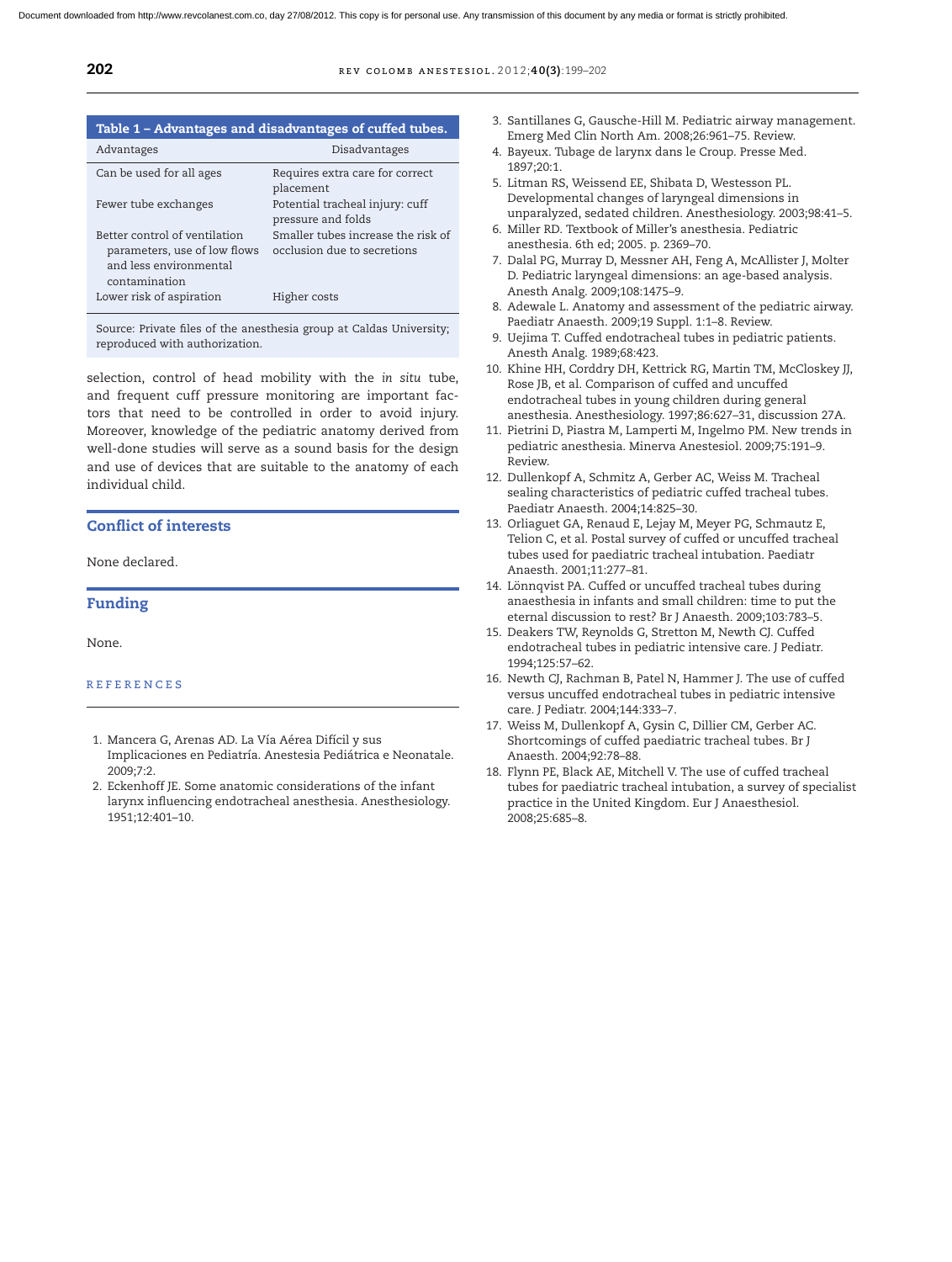**Table 1 – Advantages and disadvantages of cuffed tubes.**

| Advantages | Disadvantages |
|---|---|
| Can be used for all ages | Requires extra care for correct placement |
| Fewer tube exchanges | Potential tracheal injury: cuff pressure and folds |
| Better control of ventilation parameters, use of low flows and less environmental contamination | Smaller tubes increase the risk of occlusion due to secretions |
| Lower risk of aspiration | Higher costs |

Source: Private files of the anesthesia group at Caldas University; reproduced with authorization.

selection, control of head mobility with the *in situ* tube, and frequent cuff pressure monitoring are important factors that need to be controlled in order to avoid injury. Moreover, knowledge of the pediatric anatomy derived from well-done studies will serve as a sound basis for the design and use of devices that are suitable to the anatomy of each individual child.

## Conflict of interests

None declared.

## Funding

None.

## REFERENCES

1. Mancera G, Arenas AD. La Vía Aérea Difícil y sus Implicaciones en Pediatría. Anestesia Pediátrica e Neonatale. 2009;7:2.
2. Eckenhoff JE. Some anatomic considerations of the infant larynx influencing endotracheal anesthesia. Anesthesiology. 1951;12:401–10.
3. Santillanes G, Gausche-Hill M. Pediatric airway management. Emerg Med Clin North Am. 2008;26:961–75. Review.
4. Bayeux. Tubage de larynx dans le Croup. Presse Med. 1897;20:1.
5. Litman RS, Weissend EE, Shibata D, Westesson PL. Developmental changes of laryngeal dimensions in unparalyzed, sedated children. Anesthesiology. 2003;98:41–5.
6. Miller RD. Textbook of Miller's anesthesia. Pediatric anesthesia. 6th ed; 2005. p. 2369–70.
7. Dalal PG, Murray D, Messner AH, Feng A, McAllister J, Molter D. Pediatric laryngeal dimensions: an age-based analysis. Anesth Analg. 2009;108:1475–9.
8. Adewale L. Anatomy and assessment of the pediatric airway. Paediatr Anaesth. 2009;19 Suppl. 1:1–8. Review.
9. Uejima T. Cuffed endotracheal tubes in pediatric patients. Anesth Analg. 1989;68:423.
10. Khine HH, Corddry DH, Kettrick RG, Martin TM, McCloskey JJ, Rose JB, et al. Comparison of cuffed and uncuffed endotracheal tubes in young children during general anesthesia. Anesthesiology. 1997;86:627–31, discussion 27A.
11. Pietrini D, Piastra M, Lamperti M, Ingelmo PM. New trends in pediatric anesthesia. Minerva Anestesiol. 2009;75:191–9. Review.
12. Dullenkopf A, Schmitz A, Gerber AC, Weiss M. Tracheal sealing characteristics of pediatric cuffed tracheal tubes. Paediatr Anaesth. 2004;14:825–30.
13. Orliaguet GA, Renaud E, Lejay M, Meyer PG, Schmautz E, Telion C, et al. Postal survey of cuffed or uncuffed tracheal tubes used for paediatric tracheal intubation. Paediatr Anaesth. 2001;11:277–81.
14. Lönnqvist PA. Cuffed or uncuffed tracheal tubes during anaesthesia in infants and small children: time to put the eternal discussion to rest? Br J Anaesth. 2009;103:783–5.
15. Deakers TW, Reynolds G, Stretton M, Newth CJ. Cuffed endotracheal tubes in pediatric intensive care. J Pediatr. 1994;125:57–62.
16. Newth CJ, Rachman B, Patel N, Hammer J. The use of cuffed versus uncuffed endotracheal tubes in pediatric intensive care. J Pediatr. 2004;144:333–7.
17. Weiss M, Dullenkopf A, Gysin C, Dillier CM, Gerber AC. Shortcomings of cuffed paediatric tracheal tubes. Br J Anaesth. 2004;92:78–88.
18. Flynn PE, Black AE, Mitchell V. The use of cuffed tracheal tubes for paediatric tracheal intubation, a survey of specialist practice in the United Kingdom. Eur J Anaesthesiol. 2008;25:685–8.